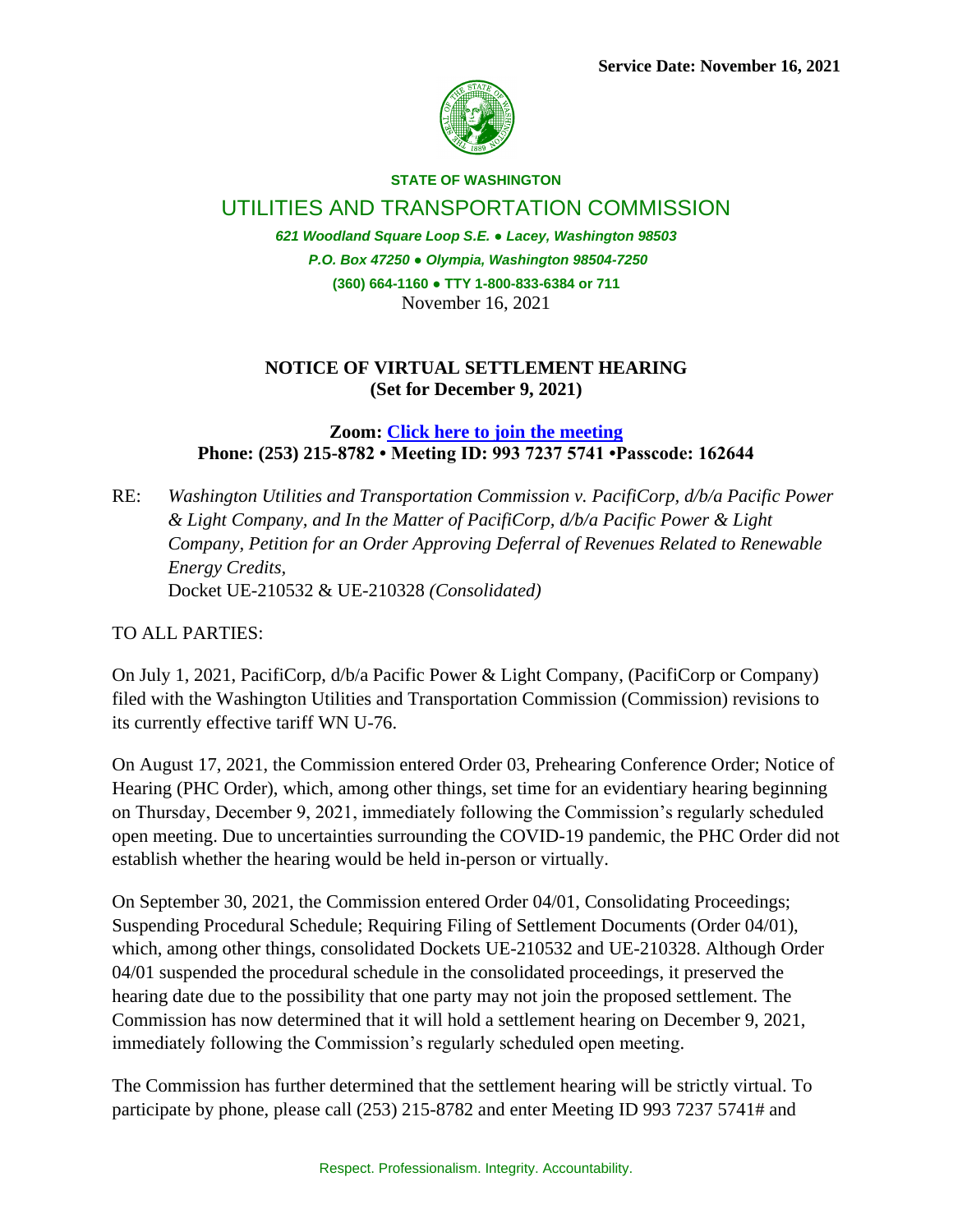**Service Date: November 16, 2021**

**STATE OF WASHINGTON**

# UTILITIES AND TRANSPORTATION COMMISSION

*621 Woodland Square Loop S.E. ● Lacey, Washington 98503*

*P.O. Box 47250 ● Olympia, Washington 98504-7250*

**(360) 664-1160 ● TTY 1-800-833-6384 or 711**

November 16, 2021

## NOTICE OF VIRTUAL SETTLEMENT HEARING
## (Set for December 9, 2021)

**Zoom: Click here to join the meeting**
**Phone: (253) 215-8782 • Meeting ID: 993 7237 5741 •Passcode: 162644**

RE: *Washington Utilities and Transportation Commission v. PacifiCorp, d/b/a Pacific Power & Light Company, and In the Matter of PacifiCorp, d/b/a Pacific Power & Light Company, Petition for an Order Approving Deferral of Revenues Related to Renewable Energy Credits,*
Docket UE-210532 & UE-210328 *(Consolidated)*

TO ALL PARTIES:

On July 1, 2021, PacifiCorp, d/b/a Pacific Power & Light Company, (PacifiCorp or Company) filed with the Washington Utilities and Transportation Commission (Commission) revisions to its currently effective tariff WN U-76.

On August 17, 2021, the Commission entered Order 03, Prehearing Conference Order; Notice of Hearing (PHC Order), which, among other things, set time for an evidentiary hearing beginning on Thursday, December 9, 2021, immediately following the Commission's regularly scheduled open meeting. Due to uncertainties surrounding the COVID-19 pandemic, the PHC Order did not establish whether the hearing would be held in-person or virtually.

On September 30, 2021, the Commission entered Order 04/01, Consolidating Proceedings; Suspending Procedural Schedule; Requiring Filing of Settlement Documents (Order 04/01), which, among other things, consolidated Dockets UE-210532 and UE-210328. Although Order 04/01 suspended the procedural schedule in the consolidated proceedings, it preserved the hearing date due to the possibility that one party may not join the proposed settlement. The Commission has now determined that it will hold a settlement hearing on December 9, 2021, immediately following the Commission's regularly scheduled open meeting.

The Commission has further determined that the settlement hearing will be strictly virtual. To participate by phone, please call (253) 215-8782 and enter Meeting ID 993 7237 5741# and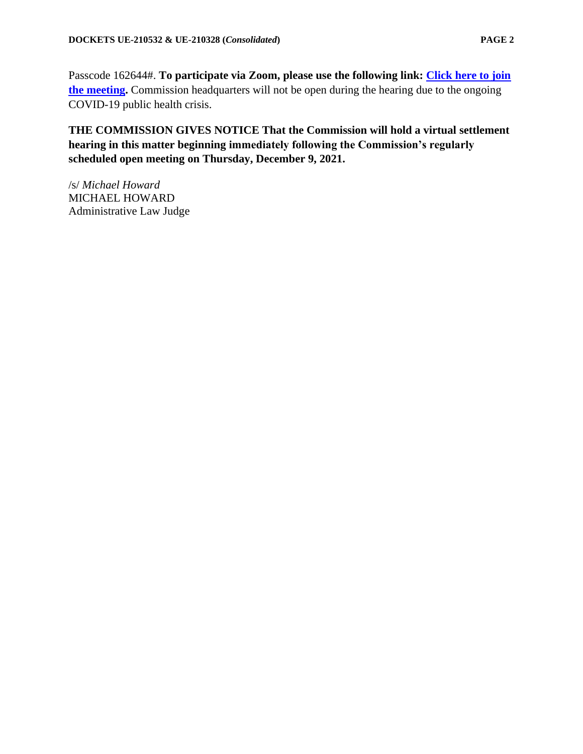Passcode 162644#. **To participate via Zoom, please use the following link: [Click here to join the meeting](#).** Commission headquarters will not be open during the hearing due to the ongoing COVID-19 public health crisis.

**THE COMMISSION GIVES NOTICE That the Commission will hold a virtual settlement hearing in this matter beginning immediately following the Commission's regularly scheduled open meeting on Thursday, December 9, 2021.**

/s/ *Michael Howard*
MICHAEL HOWARD
Administrative Law Judge